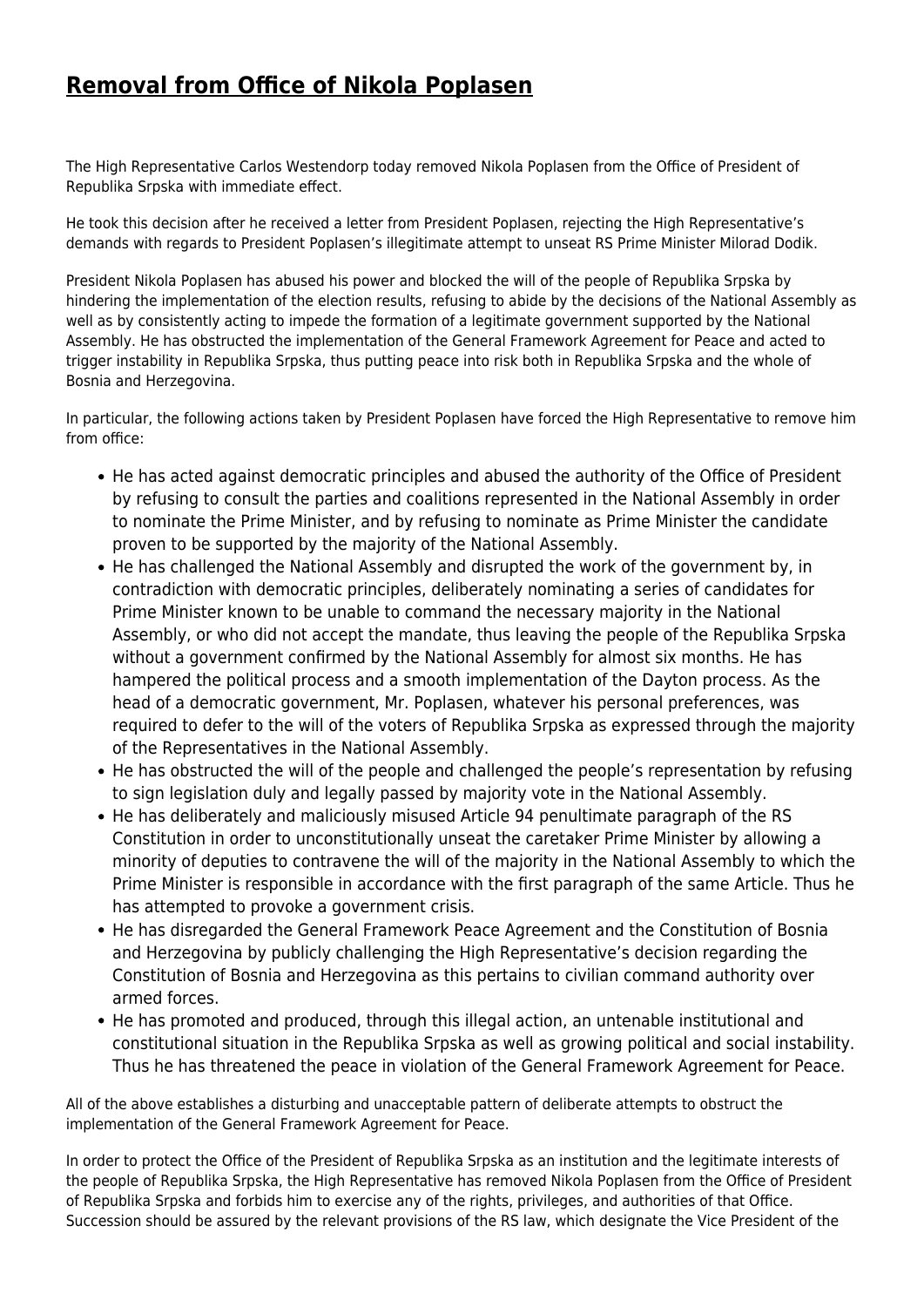# Removal from Office of Nikola Poplasen

The High Representative Carlos Westendorp today removed Nikola Poplasen from the Office of President of Republika Srpska with immediate effect.

He took this decision after he received a letter from President Poplasen, rejecting the High Representative's demands with regards to President Poplasen's illegitimate attempt to unseat RS Prime Minister Milorad Dodik.

President Nikola Poplasen has abused his power and blocked the will of the people of Republika Srpska by hindering the implementation of the election results, refusing to abide by the decisions of the National Assembly as well as by consistently acting to impede the formation of a legitimate government supported by the National Assembly. He has obstructed the implementation of the General Framework Agreement for Peace and acted to trigger instability in Republika Srpska, thus putting peace into risk both in Republika Srpska and the whole of Bosnia and Herzegovina.

In particular, the following actions taken by President Poplasen have forced the High Representative to remove him from office:

- He has acted against democratic principles and abused the authority of the Office of President by refusing to consult the parties and coalitions represented in the National Assembly in order to nominate the Prime Minister, and by refusing to nominate as Prime Minister the candidate proven to be supported by the majority of the National Assembly.
- He has challenged the National Assembly and disrupted the work of the government by, in contradiction with democratic principles, deliberately nominating a series of candidates for Prime Minister known to be unable to command the necessary majority in the National Assembly, or who did not accept the mandate, thus leaving the people of the Republika Srpska without a government confirmed by the National Assembly for almost six months. He has hampered the political process and a smooth implementation of the Dayton process. As the head of a democratic government, Mr. Poplasen, whatever his personal preferences, was required to defer to the will of the voters of Republika Srpska as expressed through the majority of the Representatives in the National Assembly.
- He has obstructed the will of the people and challenged the people's representation by refusing to sign legislation duly and legally passed by majority vote in the National Assembly.
- He has deliberately and maliciously misused Article 94 penultimate paragraph of the RS Constitution in order to unconstitutionally unseat the caretaker Prime Minister by allowing a minority of deputies to contravene the will of the majority in the National Assembly to which the Prime Minister is responsible in accordance with the first paragraph of the same Article. Thus he has attempted to provoke a government crisis.
- He has disregarded the General Framework Peace Agreement and the Constitution of Bosnia and Herzegovina by publicly challenging the High Representative's decision regarding the Constitution of Bosnia and Herzegovina as this pertains to civilian command authority over armed forces.
- He has promoted and produced, through this illegal action, an untenable institutional and constitutional situation in the Republika Srpska as well as growing political and social instability. Thus he has threatened the peace in violation of the General Framework Agreement for Peace.

All of the above establishes a disturbing and unacceptable pattern of deliberate attempts to obstruct the implementation of the General Framework Agreement for Peace.

In order to protect the Office of the President of Republika Srpska as an institution and the legitimate interests of the people of Republika Srpska, the High Representative has removed Nikola Poplasen from the Office of President of Republika Srpska and forbids him to exercise any of the rights, privileges, and authorities of that Office. Succession should be assured by the relevant provisions of the RS law, which designate the Vice President of the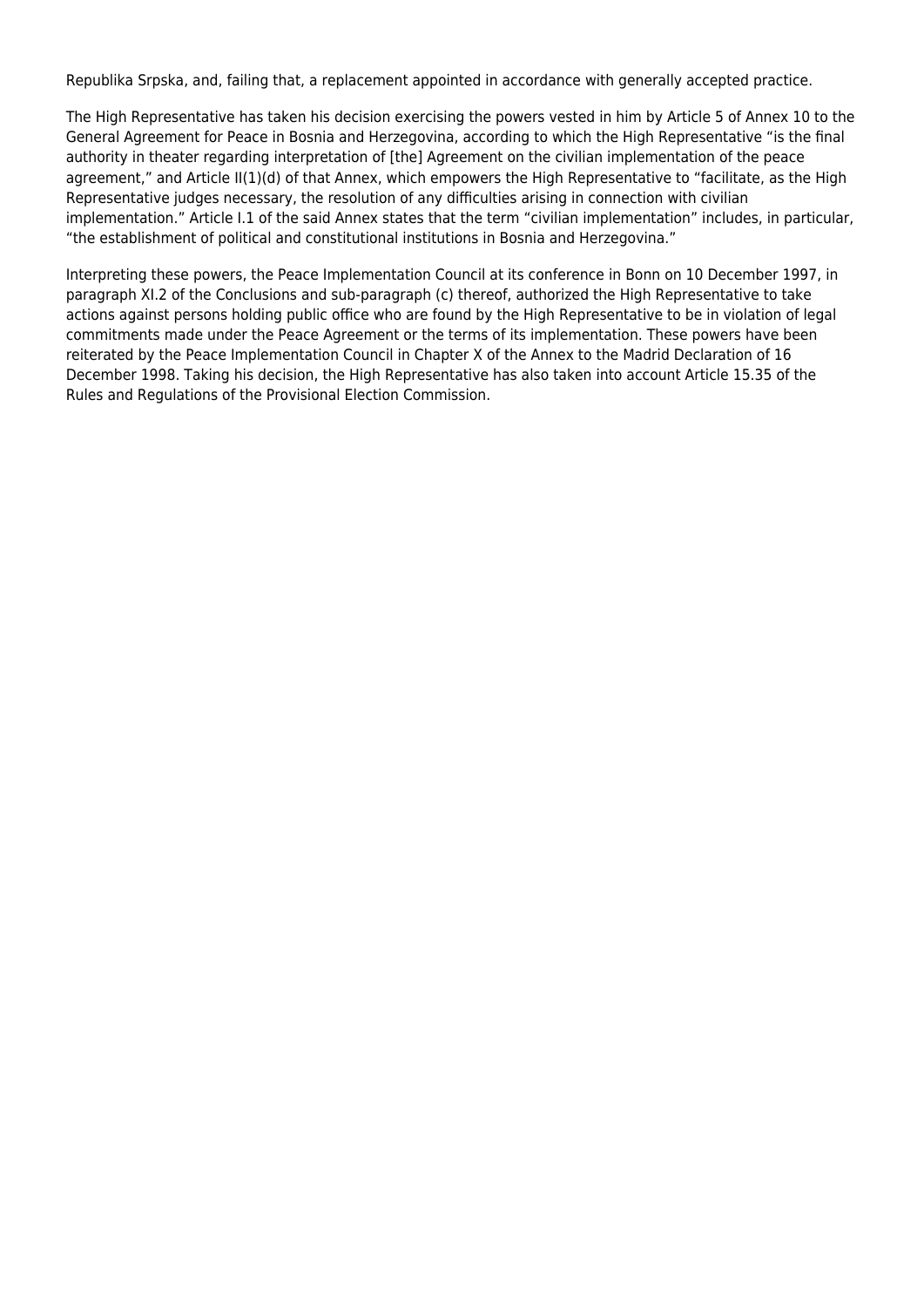Republika Srpska, and, failing that, a replacement appointed in accordance with generally accepted practice.

The High Representative has taken his decision exercising the powers vested in him by Article 5 of Annex 10 to the General Agreement for Peace in Bosnia and Herzegovina, according to which the High Representative "is the final authority in theater regarding interpretation of [the] Agreement on the civilian implementation of the peace agreement," and Article II(1)(d) of that Annex, which empowers the High Representative to "facilitate, as the High Representative judges necessary, the resolution of any difficulties arising in connection with civilian implementation." Article I.1 of the said Annex states that the term "civilian implementation" includes, in particular, "the establishment of political and constitutional institutions in Bosnia and Herzegovina."

Interpreting these powers, the Peace Implementation Council at its conference in Bonn on 10 December 1997, in paragraph XI.2 of the Conclusions and sub-paragraph (c) thereof, authorized the High Representative to take actions against persons holding public office who are found by the High Representative to be in violation of legal commitments made under the Peace Agreement or the terms of its implementation. These powers have been reiterated by the Peace Implementation Council in Chapter X of the Annex to the Madrid Declaration of 16 December 1998. Taking his decision, the High Representative has also taken into account Article 15.35 of the Rules and Regulations of the Provisional Election Commission.